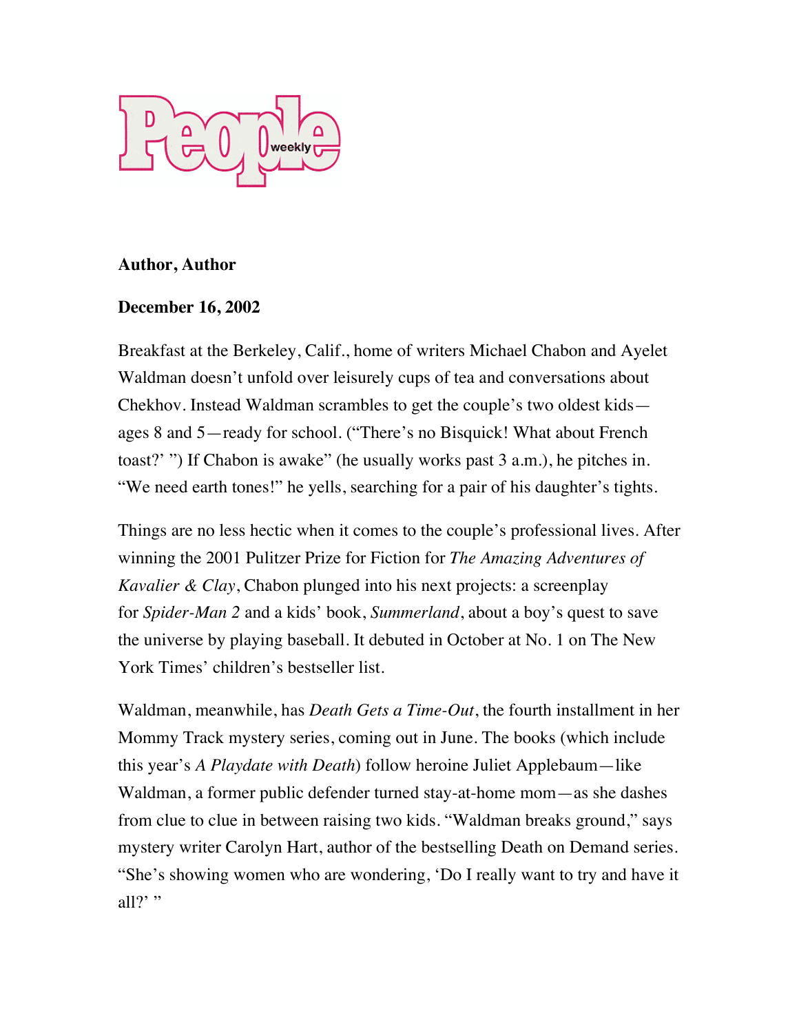People weekly

**Author, Author**

**December 16, 2002**

Breakfast at the Berkeley, Calif., home of writers Michael Chabon and Ayelet Waldman doesn't unfold over leisurely cups of tea and conversations about Chekhov. Instead Waldman scrambles to get the couple's two oldest kids—ages 8 and 5—ready for school. ("There's no Bisquick! What about French toast?' ") If Chabon is awake" (he usually works past 3 a.m.), he pitches in. "We need earth tones!" he yells, searching for a pair of his daughter's tights.

Things are no less hectic when it comes to the couple's professional lives. After winning the 2001 Pulitzer Prize for Fiction for *The Amazing Adventures of Kavalier & Clay*, Chabon plunged into his next projects: a screenplay for *Spider-Man 2* and a kids' book, *Summerland*, about a boy's quest to save the universe by playing baseball. It debuted in October at No. 1 on The New York Times' children's bestseller list.

Waldman, meanwhile, has *Death Gets a Time-Out*, the fourth installment in her Mommy Track mystery series, coming out in June. The books (which include this year's *A Playdate with Death*) follow heroine Juliet Applebaum—like Waldman, a former public defender turned stay-at-home mom—as she dashes from clue to clue in between raising two kids. "Waldman breaks ground," says mystery writer Carolyn Hart, author of the bestselling Death on Demand series. "She's showing women who are wondering, 'Do I really want to try and have it all?' "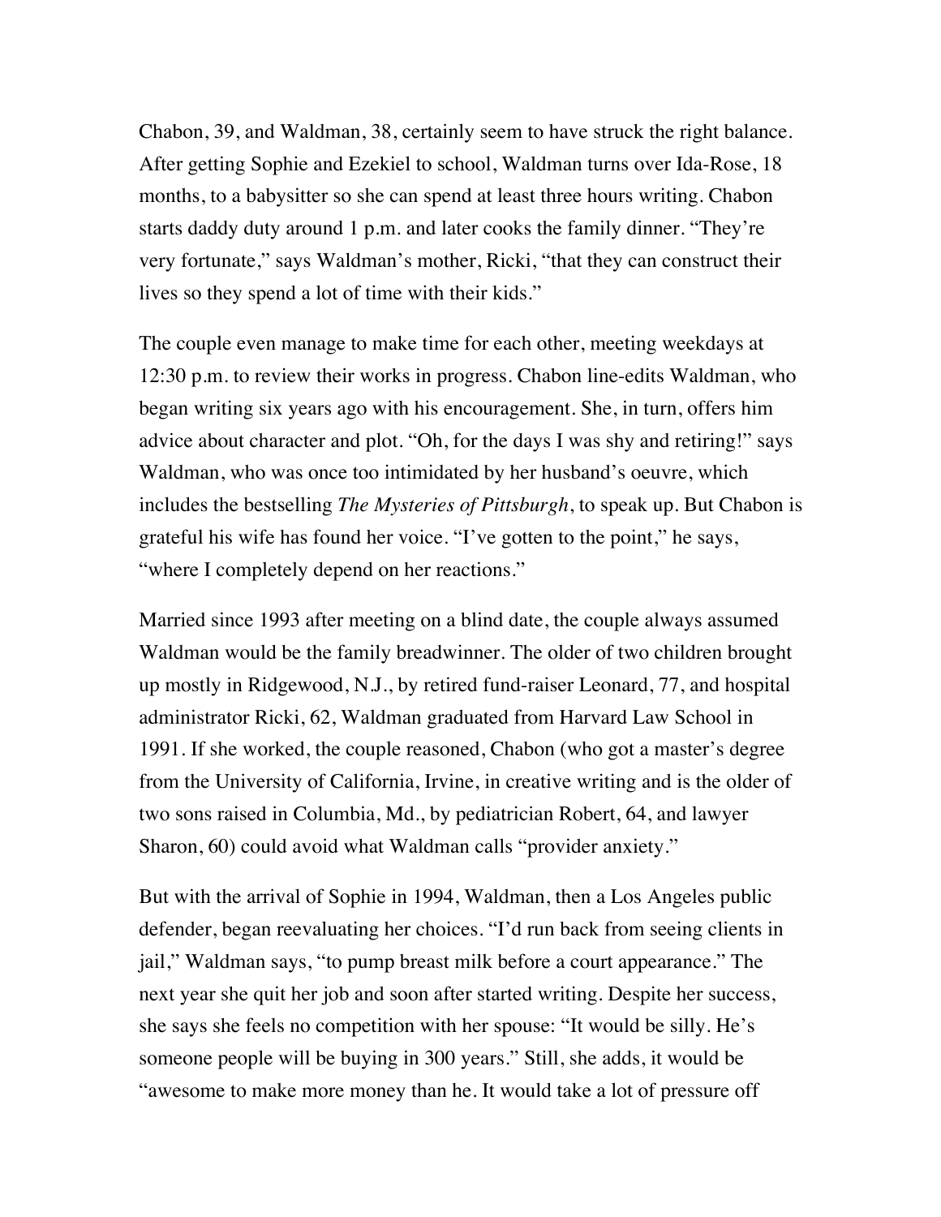Chabon, 39, and Waldman, 38, certainly seem to have struck the right balance. After getting Sophie and Ezekiel to school, Waldman turns over Ida-Rose, 18 months, to a babysitter so she can spend at least three hours writing. Chabon starts daddy duty around 1 p.m. and later cooks the family dinner. "They're very fortunate," says Waldman's mother, Ricki, "that they can construct their lives so they spend a lot of time with their kids."

The couple even manage to make time for each other, meeting weekdays at 12:30 p.m. to review their works in progress. Chabon line-edits Waldman, who began writing six years ago with his encouragement. She, in turn, offers him advice about character and plot. "Oh, for the days I was shy and retiring!" says Waldman, who was once too intimidated by her husband's oeuvre, which includes the bestselling *The Mysteries of Pittsburgh*, to speak up. But Chabon is grateful his wife has found her voice. "I've gotten to the point," he says, "where I completely depend on her reactions."

Married since 1993 after meeting on a blind date, the couple always assumed Waldman would be the family breadwinner. The older of two children brought up mostly in Ridgewood, N.J., by retired fund-raiser Leonard, 77, and hospital administrator Ricki, 62, Waldman graduated from Harvard Law School in 1991. If she worked, the couple reasoned, Chabon (who got a master's degree from the University of California, Irvine, in creative writing and is the older of two sons raised in Columbia, Md., by pediatrician Robert, 64, and lawyer Sharon, 60) could avoid what Waldman calls "provider anxiety."

But with the arrival of Sophie in 1994, Waldman, then a Los Angeles public defender, began reevaluating her choices. "I'd run back from seeing clients in jail," Waldman says, "to pump breast milk before a court appearance." The next year she quit her job and soon after started writing. Despite her success, she says she feels no competition with her spouse: "It would be silly. He's someone people will be buying in 300 years." Still, she adds, it would be "awesome to make more money than he. It would take a lot of pressure off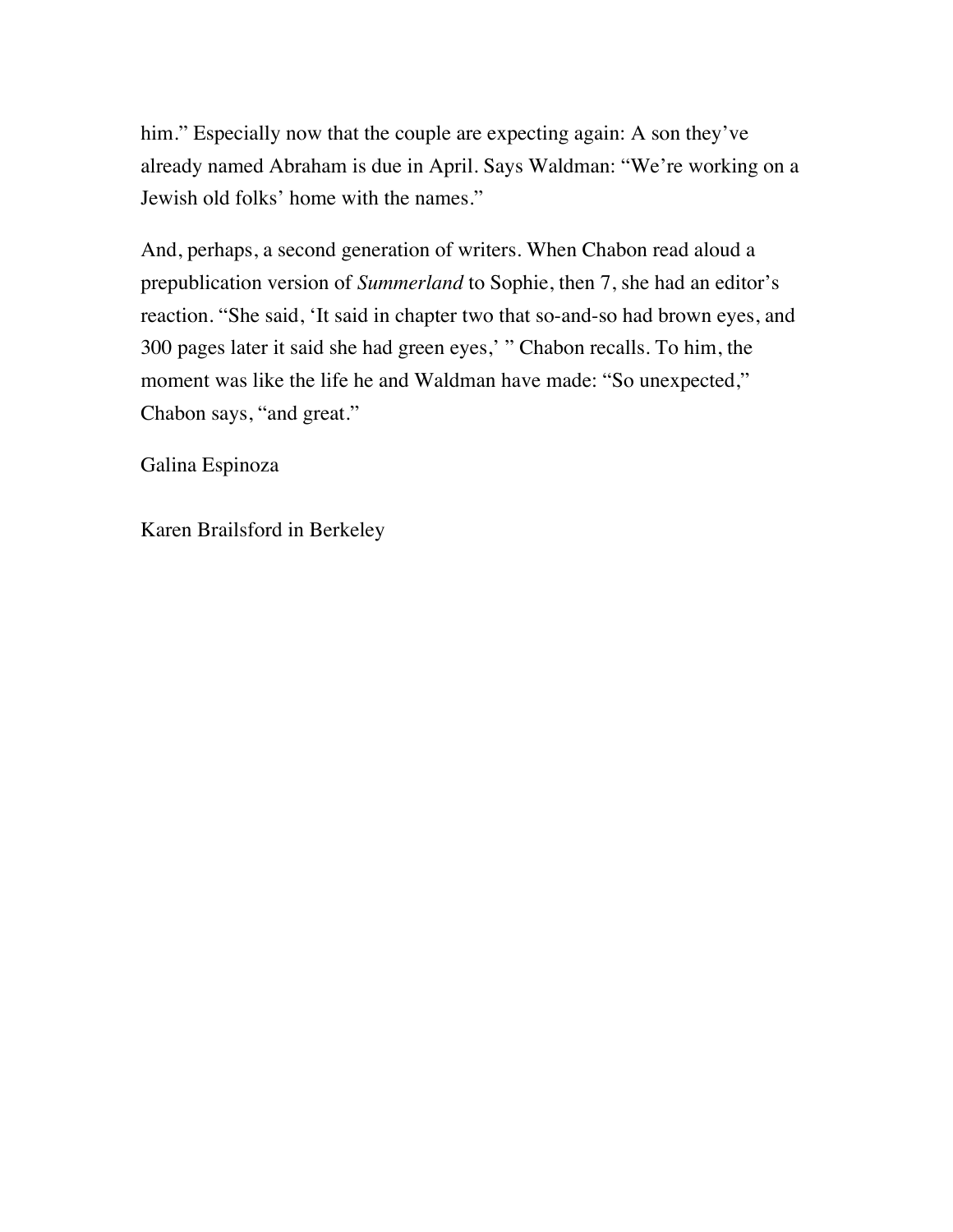him." Especially now that the couple are expecting again: A son they've already named Abraham is due in April. Says Waldman: "We're working on a Jewish old folks' home with the names."

And, perhaps, a second generation of writers. When Chabon read aloud a prepublication version of *Summerland* to Sophie, then 7, she had an editor's reaction. "She said, 'It said in chapter two that so-and-so had brown eyes, and 300 pages later it said she had green eyes,' " Chabon recalls. To him, the moment was like the life he and Waldman have made: "So unexpected," Chabon says, "and great."

Galina Espinoza

Karen Brailsford in Berkeley